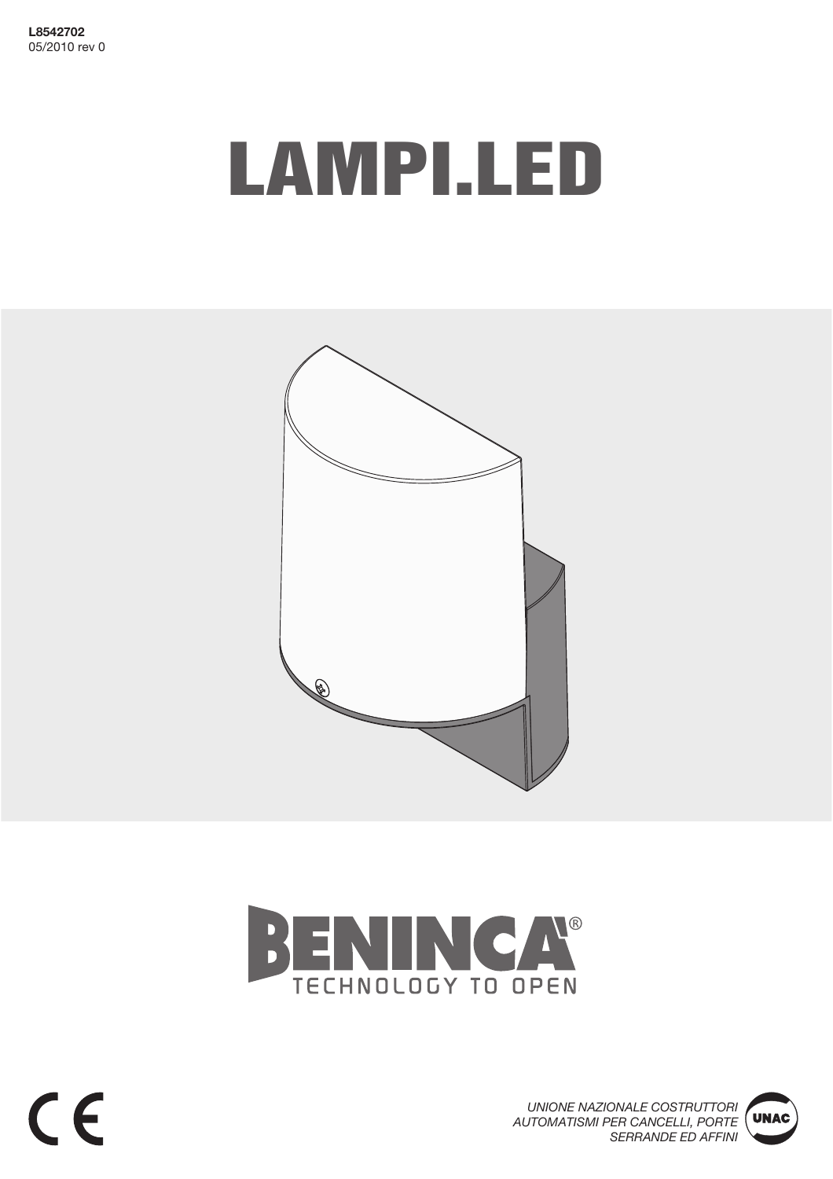**L8542702**
05/2010 rev 0

# LAMPI.LED

BENINCA®
TECHNOLOGY TO OPEN

*UNIONE NAZIONALE COSTRUTTORI AUTOMATISMI PER CANCELLI, PORTE SERRANDE ED AFFINI*

UNAC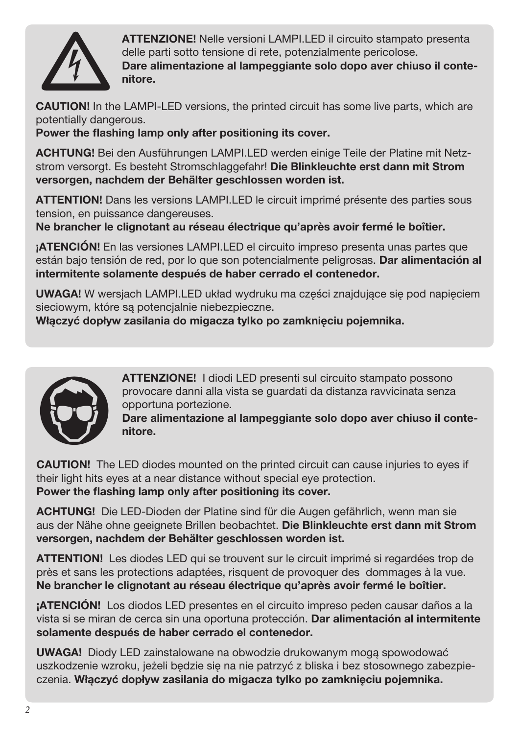**ATTENZIONE!** Nelle versioni LAMPI.LED il circuito stampato presenta delle parti sotto tensione di rete, potenzialmente pericolose.
**Dare alimentazione al lampeggiante solo dopo aver chiuso il contenitore.**

**CAUTION!** In the LAMPI-LED versions, the printed circuit has some live parts, which are potentially dangerous.
**Power the flashing lamp only after positioning its cover.**

**ACHTUNG!** Bei den Ausführungen LAMPI.LED werden einige Teile der Platine mit Netzstrom versorgt. Es besteht Stromschlaggefahr! **Die Blinkleuchte erst dann mit Strom versorgen, nachdem der Behälter geschlossen worden ist.**

**ATTENTION!** Dans les versions LAMPI.LED le circuit imprimé présente des parties sous tension, en puissance dangereuses.
**Ne brancher le clignotant au réseau électrique qu'après avoir fermé le boîtier.**

**¡ATENCIÓN!** En las versiones LAMPI.LED el circuito impreso presenta unas partes que están bajo tensión de red, por lo que son potencialmente peligrosas. **Dar alimentación al intermitente solamente después de haber cerrado el contenedor.**

**UWAGA!** W wersjach LAMPI.LED układ wydruku ma części znajdujące się pod napięciem sieciowym, które są potencjalnie niebezpieczne.
**Włączyć dopływ zasilania do migacza tylko po zamknięciu pojemnika.**

**ATTENZIONE!** I diodi LED presenti sul circuito stampato possono provocare danni alla vista se guardati da distanza ravvicinata senza opportuna portezione.
**Dare alimentazione al lampeggiante solo dopo aver chiuso il contenitore.**

**CAUTION!** The LED diodes mounted on the printed circuit can cause injuries to eyes if their light hits eyes at a near distance without special eye protection.
**Power the flashing lamp only after positioning its cover.**

**ACHTUNG!** Die LED-Dioden der Platine sind für die Augen gefährlich, wenn man sie aus der Nähe ohne geeignete Brillen beobachtet. **Die Blinkleuchte erst dann mit Strom versorgen, nachdem der Behälter geschlossen worden ist.**

**ATTENTION!** Les diodes LED qui se trouvent sur le circuit imprimé si regardées trop de près et sans les protections adaptées, risquent de provoquer des dommages à la vue.
**Ne brancher le clignotant au réseau électrique qu'après avoir fermé le boîtier.**

**¡ATENCIÓN!** Los diodos LED presentes en el circuito impreso peden causar daños a la vista si se miran de cerca sin una oportuna protección. **Dar alimentación al intermitente solamente después de haber cerrado el contenedor.**

**UWAGA!** Diody LED zainstalowane na obwodzie drukowanym mogą spowodować uszkodzenie wzroku, jeżeli będzie się na nie patrzyć z bliska i bez stosownego zabezpieczenia. **Włączyć dopływ zasilania do migacza tylko po zamknięciu pojemnika.**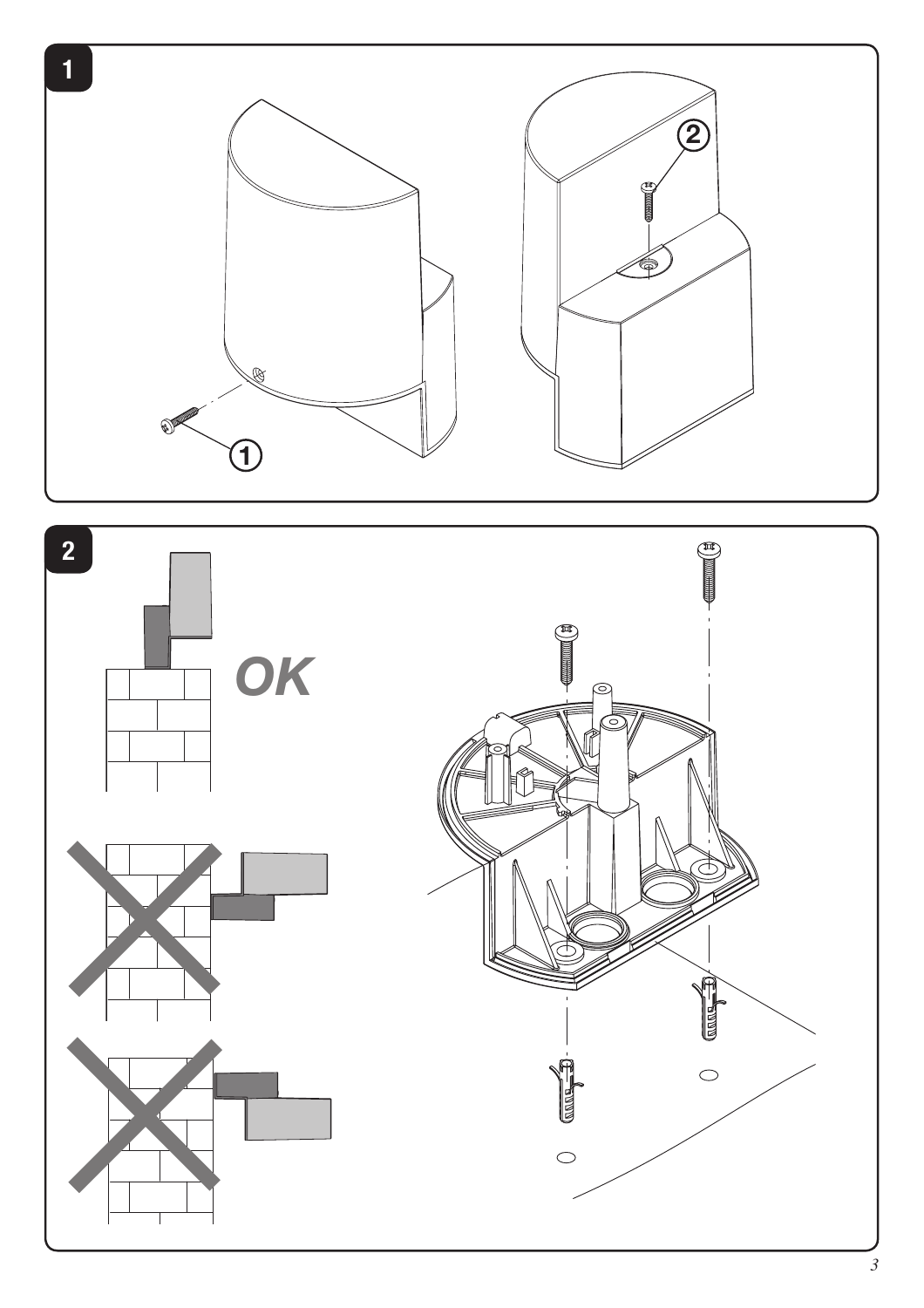1

①

②

2

OK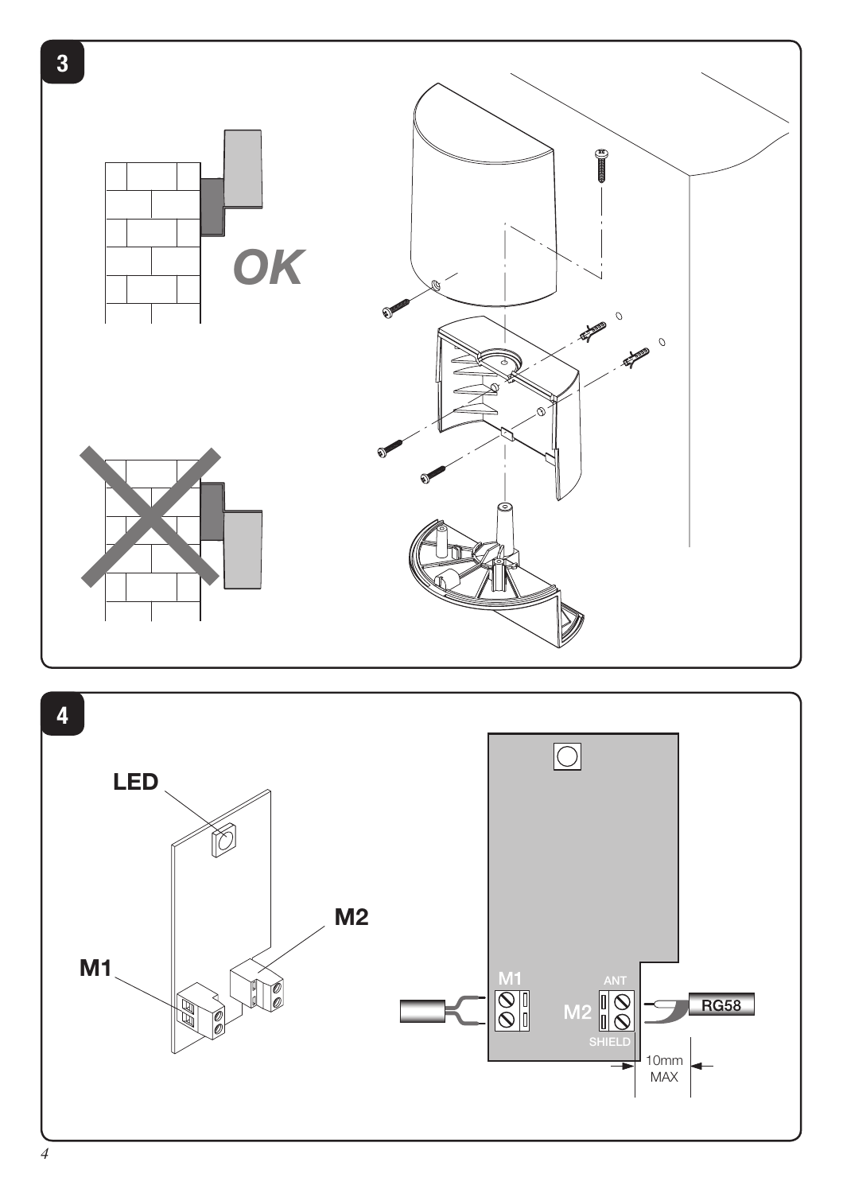**3**

OK

**4**

LED

M1

M2

M1

ANT

M2

SHIELD

RG58

10mm MAX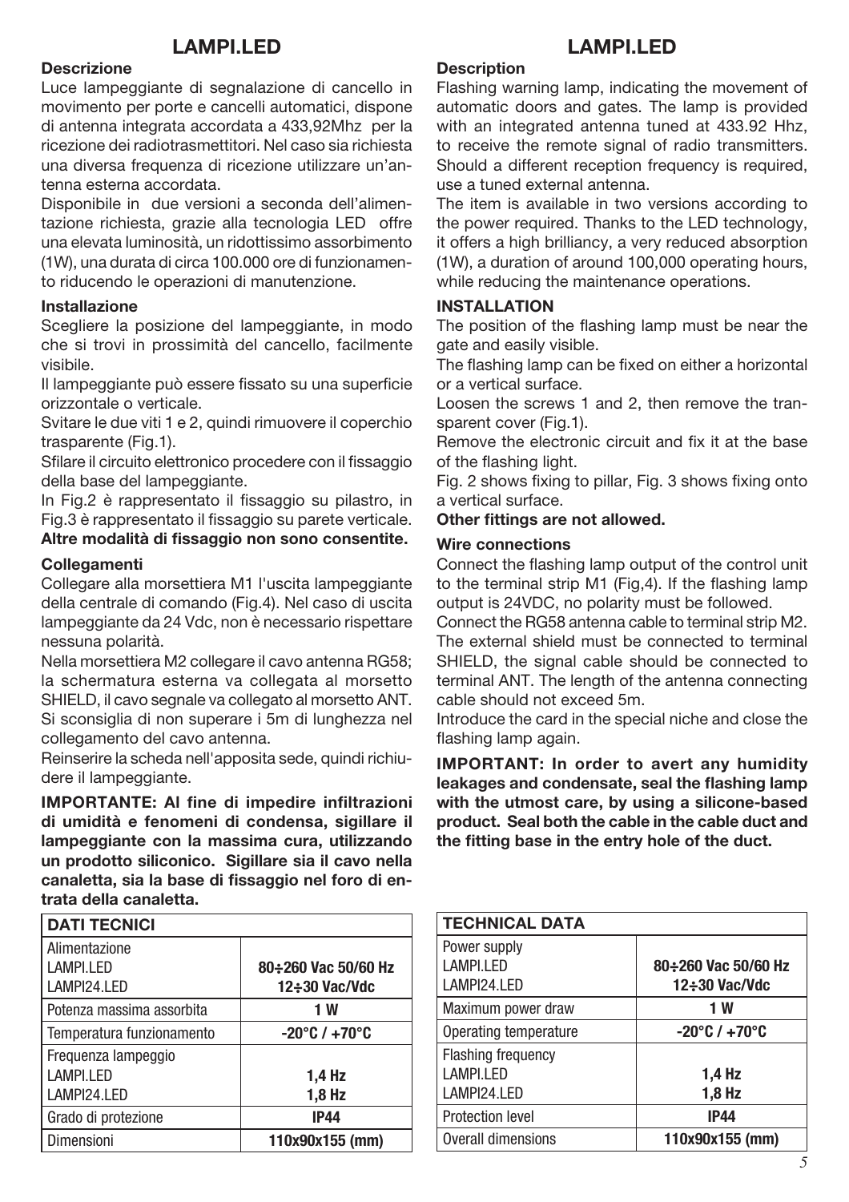# LAMPI.LED

**Descrizione**

Luce lampeggiante di segnalazione di cancello in movimento per porte e cancelli automatici, dispone di antenna integrata accordata a 433,92Mhz per la ricezione dei radiotrasmettitori. Nel caso sia richiesta una diversa frequenza di ricezione utilizzare un'antenna esterna accordata.

Disponibile in due versioni a seconda dell'alimentazione richiesta, grazie alla tecnologia LED offre una elevata luminosità, un ridottissimo assorbimento (1W), una durata di circa 100.000 ore di funzionamento riducendo le operazioni di manutenzione.

**Installazione**

Scegliere la posizione del lampeggiante, in modo che si trovi in prossimità del cancello, facilmente visibile.

Il lampeggiante può essere fissato su una superficie orizzontale o verticale.

Svitare le due viti 1 e 2, quindi rimuovere il coperchio trasparente (Fig.1).

Sfilare il circuito elettronico procedere con il fissaggio della base del lampeggiante.

In Fig.2 è rappresentato il fissaggio su pilastro, in Fig.3 è rappresentato il fissaggio su parete verticale.

**Altre modalità di fissaggio non sono consentite.**

**Collegamenti**

Collegare alla morsettiera M1 l'uscita lampeggiante della centrale di comando (Fig.4). Nel caso di uscita lampeggiante da 24 Vdc, non è necessario rispettare nessuna polarità.

Nella morsettiera M2 collegare il cavo antenna RG58; la schermatura esterna va collegata al morsetto SHIELD, il cavo segnale va collegato al morsetto ANT. Si sconsiglia di non superare i 5m di lunghezza nel collegamento del cavo antenna.

Reinserire la scheda nell'apposita sede, quindi richiudere il lampeggiante.

**IMPORTANTE: Al fine di impedire infiltrazioni di umidità e fenomeni di condensa, sigillare il lampeggiante con la massima cura, utilizzando un prodotto siliconico. Sigillare sia il cavo nella canaletta, sia la base di fissaggio nel foro di entrata della canaletta.**

| DATI TECNICI | |
|---|---|
| Alimentazione<br>LAMPI.LED<br>LAMPI24.LED | <br>**80÷260 Vac 50/60 Hz**<br>**12÷30 Vac/Vdc** |
| Potenza massima assorbita | **1 W** |
| Temperatura funzionamento | **-20°C / +70°C** |
| Frequenza lampeggio<br>LAMPI.LED<br>LAMPI24.LED | <br>**1,4 Hz**<br>**1,8 Hz** |
| Grado di protezione | **IP44** |
| Dimensioni | **110x90x155 (mm)** |

# LAMPI.LED

**Description**

Flashing warning lamp, indicating the movement of automatic doors and gates. The lamp is provided with an integrated antenna tuned at 433.92 Hhz, to receive the remote signal of radio transmitters. Should a different reception frequency is required, use a tuned external antenna.

The item is available in two versions according to the power required. Thanks to the LED technology, it offers a high brilliancy, a very reduced absorption (1W), a duration of around 100,000 operating hours, while reducing the maintenance operations.

**INSTALLATION**

The position of the flashing lamp must be near the gate and easily visible.

The flashing lamp can be fixed on either a horizontal or a vertical surface.

Loosen the screws 1 and 2, then remove the transparent cover (Fig.1).

Remove the electronic circuit and fix it at the base of the flashing light.

Fig. 2 shows fixing to pillar, Fig. 3 shows fixing onto a vertical surface.

**Other fittings are not allowed.**

**Wire connections**

Connect the flashing lamp output of the control unit to the terminal strip M1 (Fig,4). If the flashing lamp output is 24VDC, no polarity must be followed.

Connect the RG58 antenna cable to terminal strip M2. The external shield must be connected to terminal SHIELD, the signal cable should be connected to terminal ANT. The length of the antenna connecting cable should not exceed 5m.

Introduce the card in the special niche and close the flashing lamp again.

**IMPORTANT: In order to avert any humidity leakages and condensate, seal the flashing lamp with the utmost care, by using a silicone-based product. Seal both the cable in the cable duct and the fitting base in the entry hole of the duct.**

| TECHNICAL DATA | |
|---|---|
| Power supply<br>LAMPI.LED<br>LAMPI24.LED | <br>**80÷260 Vac 50/60 Hz**<br>**12÷30 Vac/Vdc** |
| Maximum power draw | **1 W** |
| Operating temperature | **-20°C / +70°C** |
| Flashing frequency<br>LAMPI.LED<br>LAMPI24.LED | <br>**1,4 Hz**<br>**1,8 Hz** |
| Protection level | **IP44** |
| Overall dimensions | **110x90x155 (mm)** |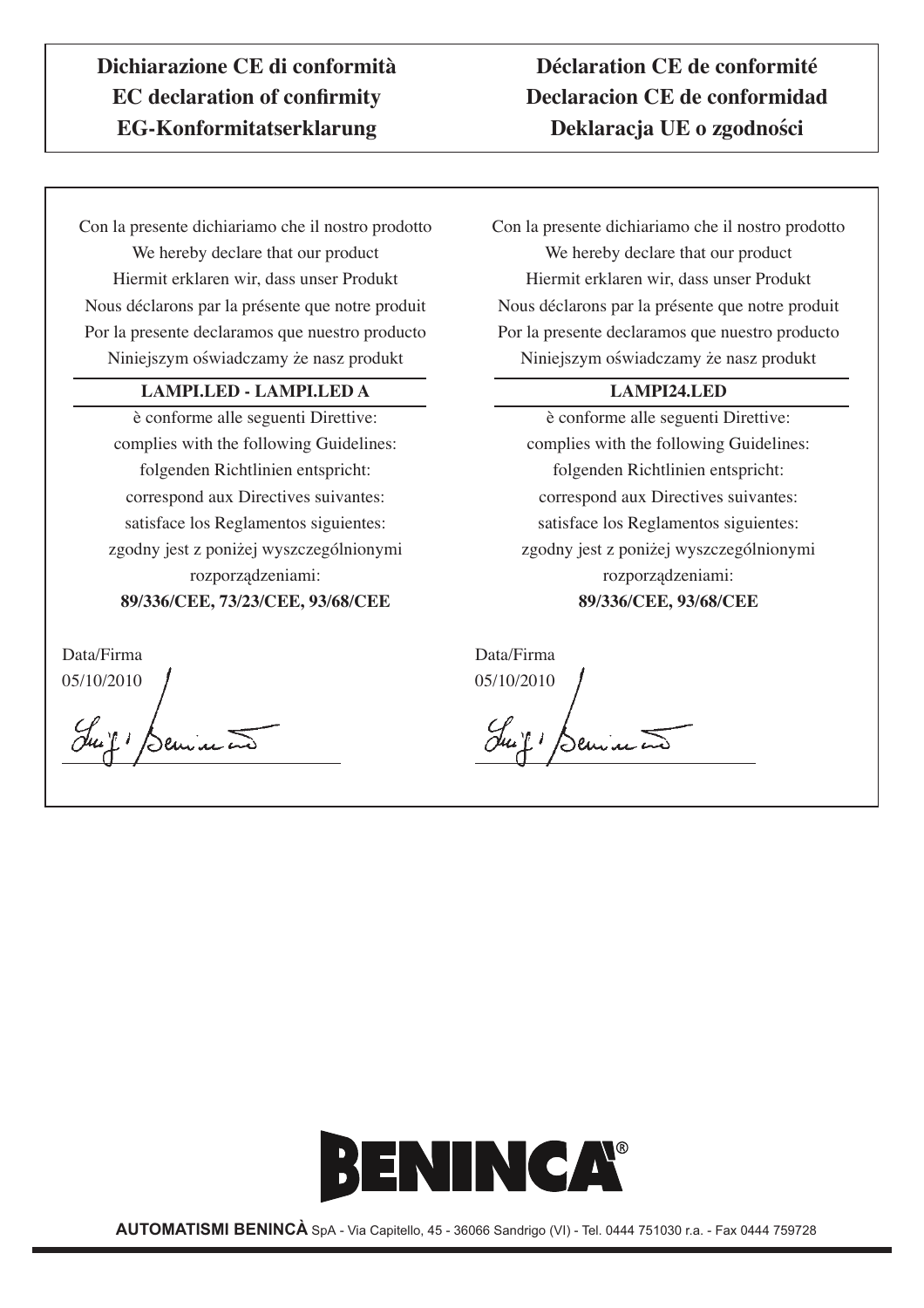**Dichiarazione CE di conformità**
**EC declaration of confirmity**
**EG-Konformitatserklarung**

**Déclaration CE de conformité**
**Declaracion CE de conformidad**
**Deklaracja UE o zgodności**

Con la presente dichiariamo che il nostro prodotto
We hereby declare that our product
Hiermit erklaren wir, dass unser Produkt
Nous déclarons par la présente que notre produit
Por la presente declaramos que nuestro producto
Niniejszym oświadczamy że nasz produkt

**LAMPI.LED - LAMPI.LED A**

è conforme alle seguenti Direttive:
complies with the following Guidelines:
folgenden Richtlinien entspricht:
correspond aux Directives suivantes:
satisface los Reglamentos siguientes:
zgodny jest z poniżej wyszczególnionymi rozporządzeniami:
**89/336/CEE, 73/23/CEE, 93/68/CEE**

Data/Firma
05/10/2010

Con la presente dichiariamo che il nostro prodotto
We hereby declare that our product
Hiermit erklaren wir, dass unser Produkt
Nous déclarons par la présente que notre produit
Por la presente declaramos que nuestro producto
Niniejszym oświadczamy że nasz produkt

**LAMPI24.LED**

è conforme alle seguenti Direttive:
complies with the following Guidelines:
folgenden Richtlinien entspricht:
correspond aux Directives suivantes:
satisface los Reglamentos siguientes:
zgodny jest z poniżej wyszczególnionymi rozporządzeniami:
**89/336/CEE, 93/68/CEE**

Data/Firma
05/10/2010

BENINCA®

**AUTOMATISMI BENINCÀ** SpA - Via Capitello, 45 - 36066 Sandrigo (VI) - Tel. 0444 751030 r.a. - Fax 0444 759728